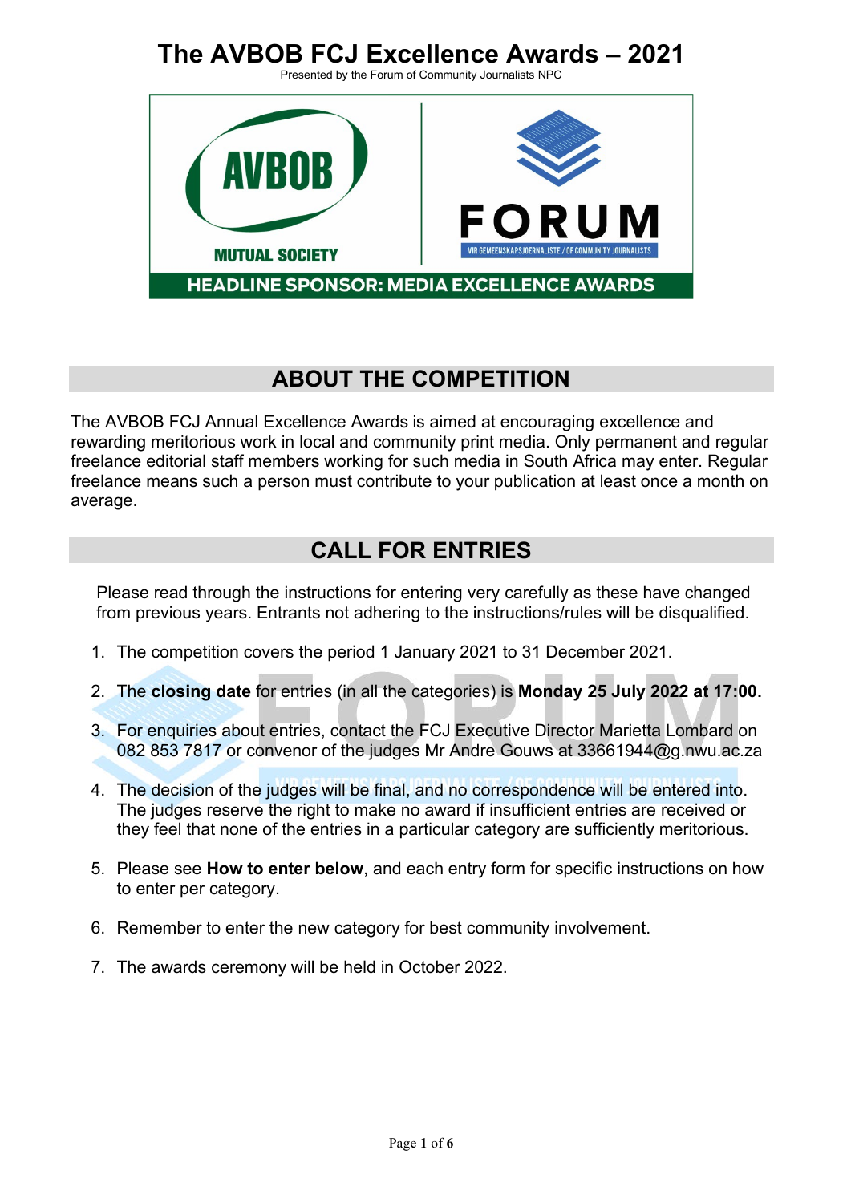# The AVBOB FCJ Excellence Awards – 2021

Presented by the Forum of Community Journalists NPC

AVBOB MUTUAL SOCIETY

FORUM VIR GEMEENSKAPSJOERNALISTE / OF COMMUNITY JOURNALISTS

HEADLINE SPONSOR: MEDIA EXCELLENCE AWARDS

## ABOUT THE COMPETITION

The AVBOB FCJ Annual Excellence Awards is aimed at encouraging excellence and rewarding meritorious work in local and community print media. Only permanent and regular freelance editorial staff members working for such media in South Africa may enter. Regular freelance means such a person must contribute to your publication at least once a month on average.

## CALL FOR ENTRIES

Please read through the instructions for entering very carefully as these have changed from previous years. Entrants not adhering to the instructions/rules will be disqualified.

1. The competition covers the period 1 January 2021 to 31 December 2021.
2. The **closing date** for entries (in all the categories) is **Monday 25 July 2022 at 17:00.**
3. For enquiries about entries, contact the FCJ Executive Director Marietta Lombard on 082 853 7817 or convenor of the judges Mr Andre Gouws at 33661944@g.nwu.ac.za
4. The decision of the judges will be final, and no correspondence will be entered into. The judges reserve the right to make no award if insufficient entries are received or they feel that none of the entries in a particular category are sufficiently meritorious.
5. Please see **How to enter below**, and each entry form for specific instructions on how to enter per category.
6. Remember to enter the new category for best community involvement.
7. The awards ceremony will be held in October 2022.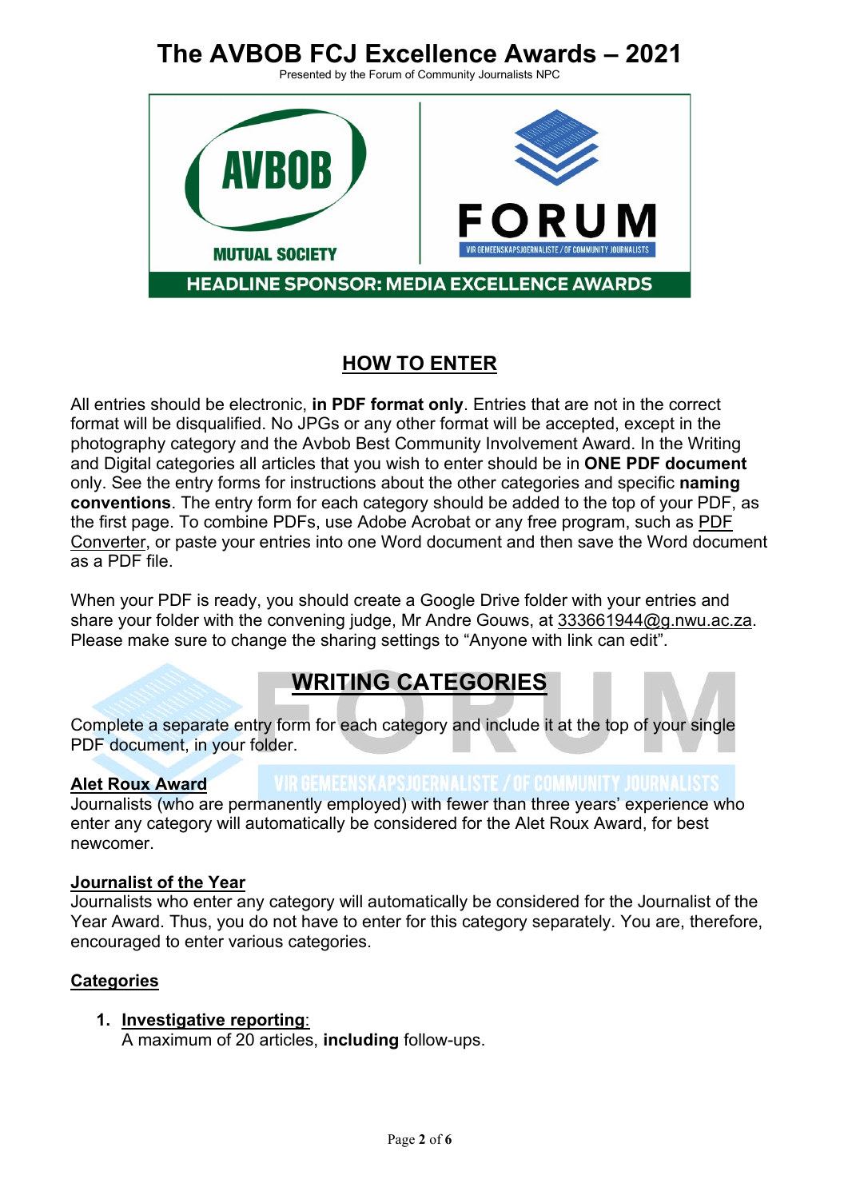# The AVBOB FCJ Excellence Awards – 2021

Presented by the Forum of Community Journalists NPC

HEADLINE SPONSOR: MEDIA EXCELLENCE AWARDS

## HOW TO ENTER

All entries should be electronic, **in PDF format only**. Entries that are not in the correct format will be disqualified. No JPGs or any other format will be accepted, except in the photography category and the Avbob Best Community Involvement Award. In the Writing and Digital categories all articles that you wish to enter should be in **ONE PDF document** only. See the entry forms for instructions about the other categories and specific **naming conventions**. The entry form for each category should be added to the top of your PDF, as the first page. To combine PDFs, use Adobe Acrobat or any free program, such as PDF Converter, or paste your entries into one Word document and then save the Word document as a PDF file.

When your PDF is ready, you should create a Google Drive folder with your entries and share your folder with the convening judge, Mr Andre Gouws, at 333661944@g.nwu.ac.za. Please make sure to change the sharing settings to "Anyone with link can edit".

## WRITING CATEGORIES

Complete a separate entry form for each category and include it at the top of your single PDF document, in your folder.

### Alet Roux Award

Journalists (who are permanently employed) with fewer than three years' experience who enter any category will automatically be considered for the Alet Roux Award, for best newcomer.

### Journalist of the Year

Journalists who enter any category will automatically be considered for the Journalist of the Year Award. Thus, you do not have to enter for this category separately. You are, therefore, encouraged to enter various categories.

### Categories

1. **Investigative reporting**:
   A maximum of 20 articles, **including** follow-ups.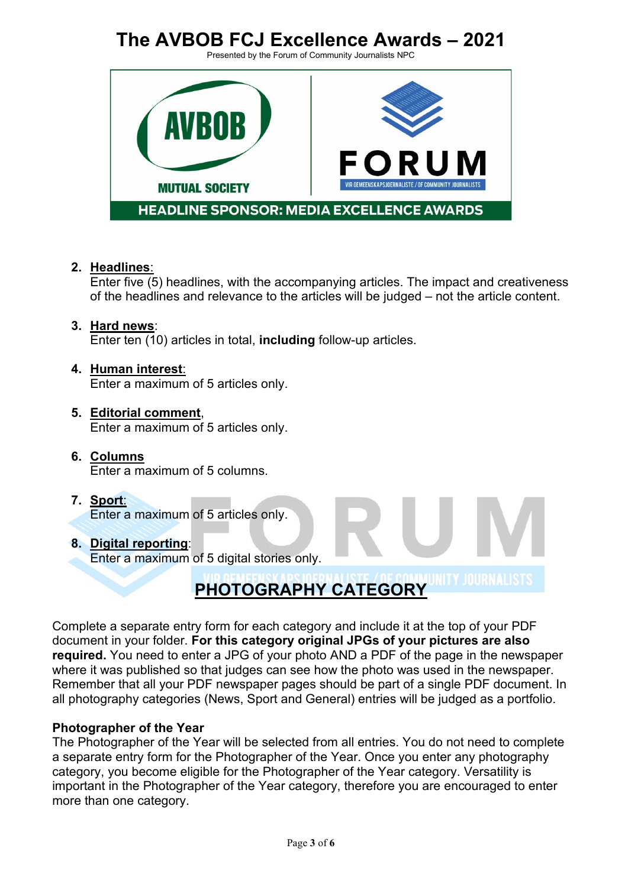# The AVBOB FCJ Excellence Awards – 2021

Presented by the Forum of Community Journalists NPC

2. **Headlines**:
   Enter five (5) headlines, with the accompanying articles. The impact and creativeness of the headlines and relevance to the articles will be judged – not the article content.

3. **Hard news**:
   Enter ten (10) articles in total, **including** follow-up articles.

4. **Human interest**:
   Enter a maximum of 5 articles only.

5. **Editorial comment**,
   Enter a maximum of 5 articles only.

6. **Columns**
   Enter a maximum of 5 columns.

7. **Sport**:
   Enter a maximum of 5 articles only.

8. **Digital reporting**:
   Enter a maximum of 5 digital stories only.

## PHOTOGRAPHY CATEGORY

Complete a separate entry form for each category and include it at the top of your PDF document in your folder. **For this category original JPGs of your pictures are also required.** You need to enter a JPG of your photo AND a PDF of the page in the newspaper where it was published so that judges can see how the photo was used in the newspaper. Remember that all your PDF newspaper pages should be part of a single PDF document. In all photography categories (News, Sport and General) entries will be judged as a portfolio.

**Photographer of the Year**

The Photographer of the Year will be selected from all entries. You do not need to complete a separate entry form for the Photographer of the Year. Once you enter any photography category, you become eligible for the Photographer of the Year category. Versatility is important in the Photographer of the Year category, therefore you are encouraged to enter more than one category.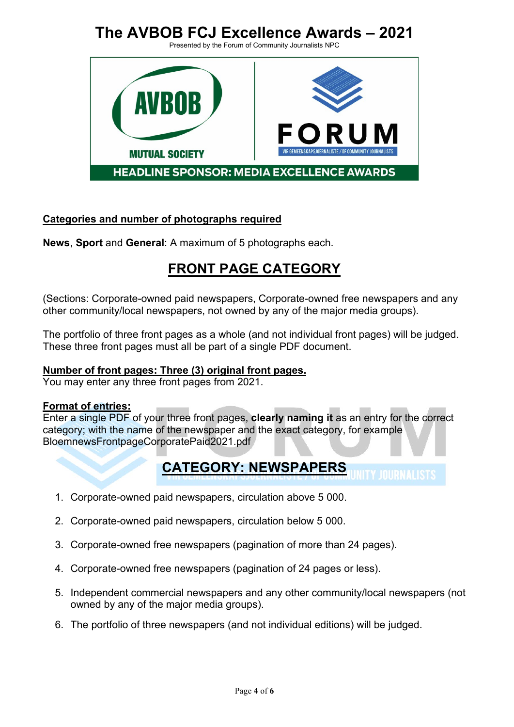# The AVBOB FCJ Excellence Awards – 2021

Presented by the Forum of Community Journalists NPC

HEADLINE SPONSOR: MEDIA EXCELLENCE AWARDS

**Categories and number of photographs required**

**News**, **Sport** and **General**: A maximum of 5 photographs each.

## FRONT PAGE CATEGORY

(Sections: Corporate-owned paid newspapers, Corporate-owned free newspapers and any other community/local newspapers, not owned by any of the major media groups).

The portfolio of three front pages as a whole (and not individual front pages) will be judged. These three front pages must all be part of a single PDF document.

**Number of front pages: Three (3) original front pages.**
You may enter any three front pages from 2021.

**Format of entries:**
Enter a single PDF of your three front pages, **clearly naming it** as an entry for the correct category; with the name of the newspaper and the exact category, for example BloemnewsFrontpageCorporatePaid2021.pdf

## CATEGORY: NEWSPAPERS

1. Corporate-owned paid newspapers, circulation above 5 000.
2. Corporate-owned paid newspapers, circulation below 5 000.
3. Corporate-owned free newspapers (pagination of more than 24 pages).
4. Corporate-owned free newspapers (pagination of 24 pages or less).
5. Independent commercial newspapers and any other community/local newspapers (not owned by any of the major media groups).
6. The portfolio of three newspapers (and not individual editions) will be judged.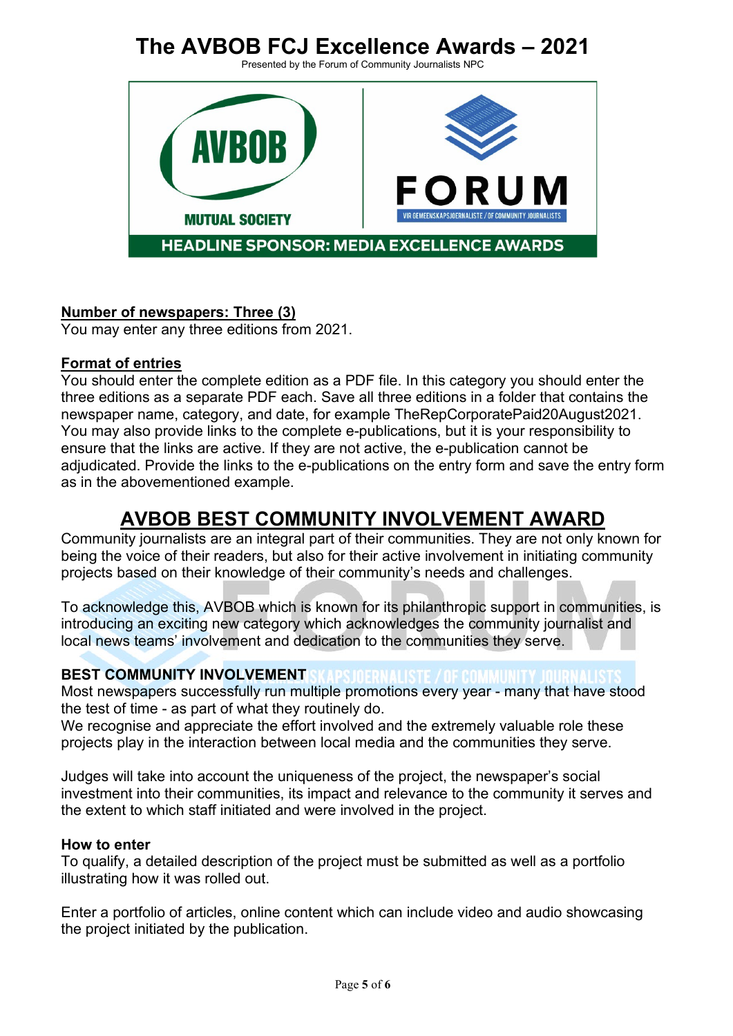# The AVBOB FCJ Excellence Awards – 2021

Presented by the Forum of Community Journalists NPC

HEADLINE SPONSOR: MEDIA EXCELLENCE AWARDS

**Number of newspapers: Three (3)**

You may enter any three editions from 2021.

**Format of entries**

You should enter the complete edition as a PDF file. In this category you should enter the three editions as a separate PDF each. Save all three editions in a folder that contains the newspaper name, category, and date, for example TheRepCorporatePaid20August2021. You may also provide links to the complete e-publications, but it is your responsibility to ensure that the links are active. If they are not active, the e-publication cannot be adjudicated. Provide the links to the e-publications on the entry form and save the entry form as in the abovementioned example.

## AVBOB BEST COMMUNITY INVOLVEMENT AWARD

Community journalists are an integral part of their communities. They are not only known for being the voice of their readers, but also for their active involvement in initiating community projects based on their knowledge of their community's needs and challenges.

To acknowledge this, AVBOB which is known for its philanthropic support in communities, is introducing an exciting new category which acknowledges the community journalist and local news teams' involvement and dedication to the communities they serve.

**BEST COMMUNITY INVOLVEMENT**

Most newspapers successfully run multiple promotions every year - many that have stood the test of time - as part of what they routinely do.
We recognise and appreciate the effort involved and the extremely valuable role these projects play in the interaction between local media and the communities they serve.

Judges will take into account the uniqueness of the project, the newspaper's social investment into their communities, its impact and relevance to the community it serves and the extent to which staff initiated and were involved in the project.

**How to enter**

To qualify, a detailed description of the project must be submitted as well as a portfolio illustrating how it was rolled out.

Enter a portfolio of articles, online content which can include video and audio showcasing the project initiated by the publication.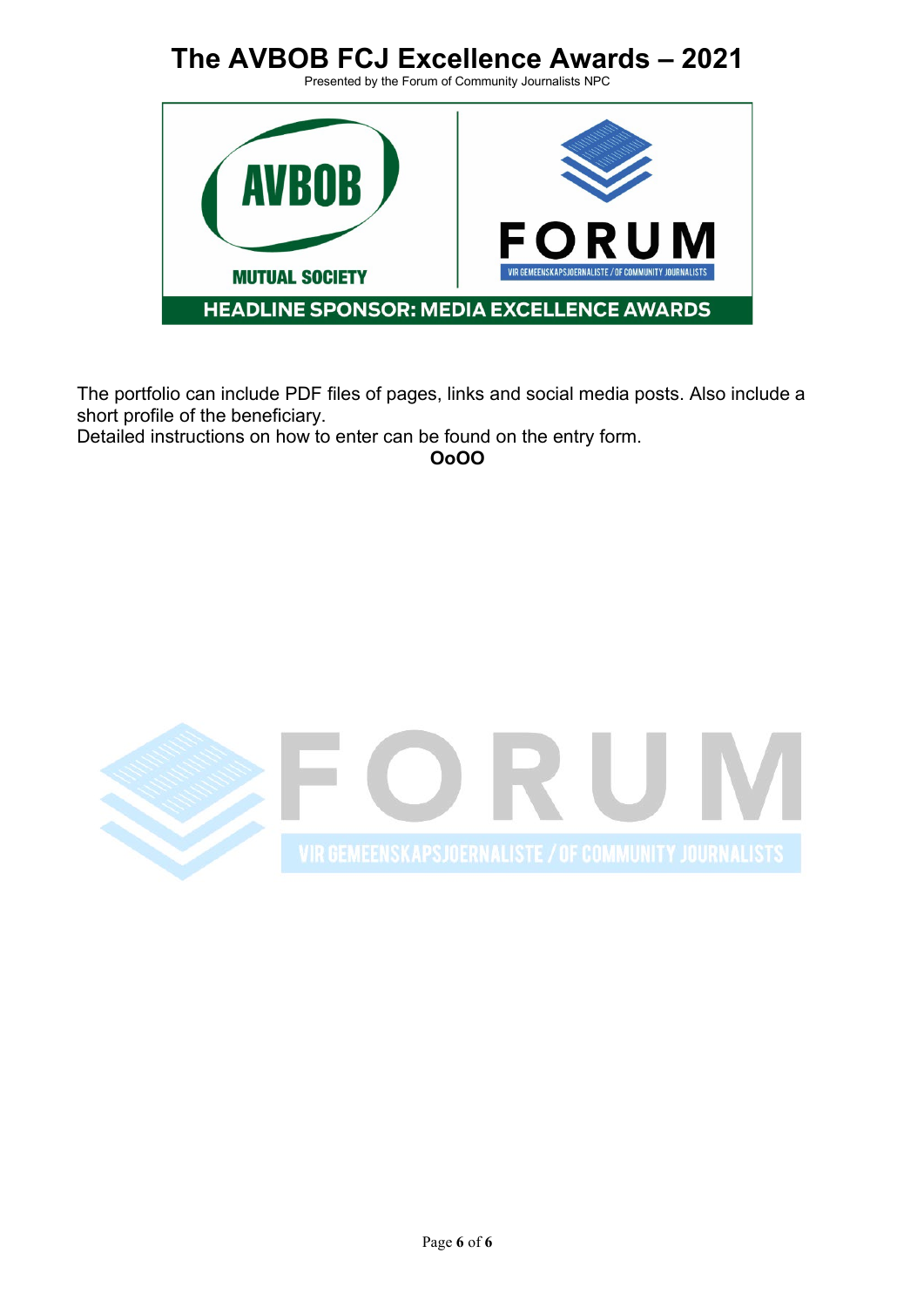The portfolio can include PDF files of pages, links and social media posts. Also include a short profile of the beneficiary.
Detailed instructions on how to enter can be found on the entry form.

**OoOO**